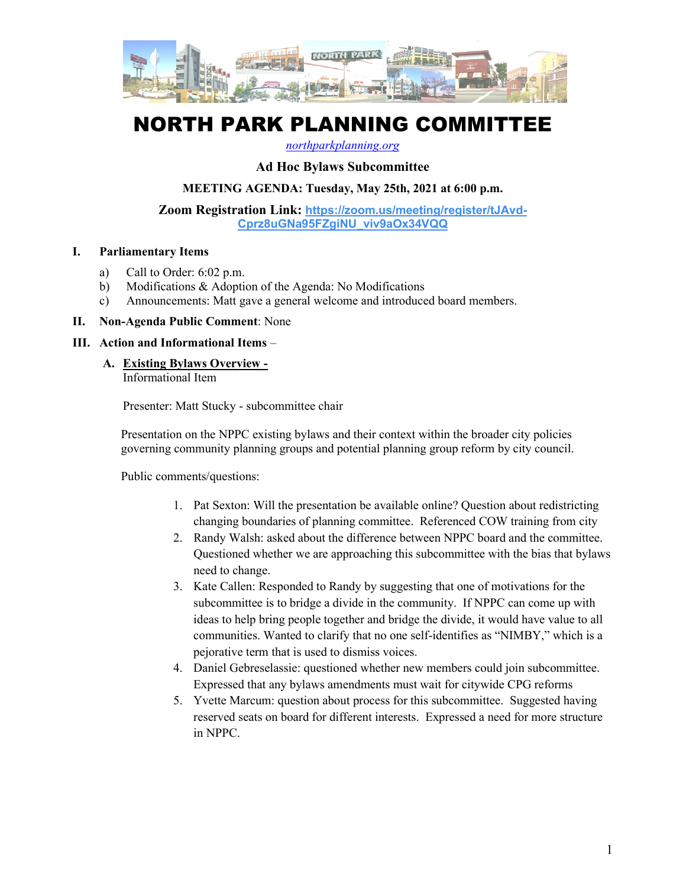# NORTH PARK PLANNING COMMITTEE

*northparkplanning.org*

**Ad Hoc Bylaws Subcommittee**

**MEETING AGENDA: Tuesday, May 25th, 2021 at 6:00 p.m.**

**Zoom Registration Link:** https://zoom.us/meeting/register/tJAvd-Cprz8uGNa95FZgiNU_viv9aOx34VQQ

## I. Parliamentary Items

a) Call to Order: 6:02 p.m.
b) Modifications & Adoption of the Agenda: No Modifications
c) Announcements: Matt gave a general welcome and introduced board members.

## II. Non-Agenda Public Comment: None

## III. Action and Informational Items –

### A. Existing Bylaws Overview -

Informational Item

Presenter: Matt Stucky - subcommittee chair

Presentation on the NPPC existing bylaws and their context within the broader city policies governing community planning groups and potential planning group reform by city council.

Public comments/questions:

1. Pat Sexton: Will the presentation be available online? Question about redistricting changing boundaries of planning committee. Referenced COW training from city
2. Randy Walsh: asked about the difference between NPPC board and the committee. Questioned whether we are approaching this subcommittee with the bias that bylaws need to change.
3. Kate Callen: Responded to Randy by suggesting that one of motivations for the subcommittee is to bridge a divide in the community. If NPPC can come up with ideas to help bring people together and bridge the divide, it would have value to all communities. Wanted to clarify that no one self-identifies as "NIMBY," which is a pejorative term that is used to dismiss voices.
4. Daniel Gebreselassie: questioned whether new members could join subcommittee. Expressed that any bylaws amendments must wait for citywide CPG reforms
5. Yvette Marcum: question about process for this subcommittee. Suggested having reserved seats on board for different interests. Expressed a need for more structure in NPPC.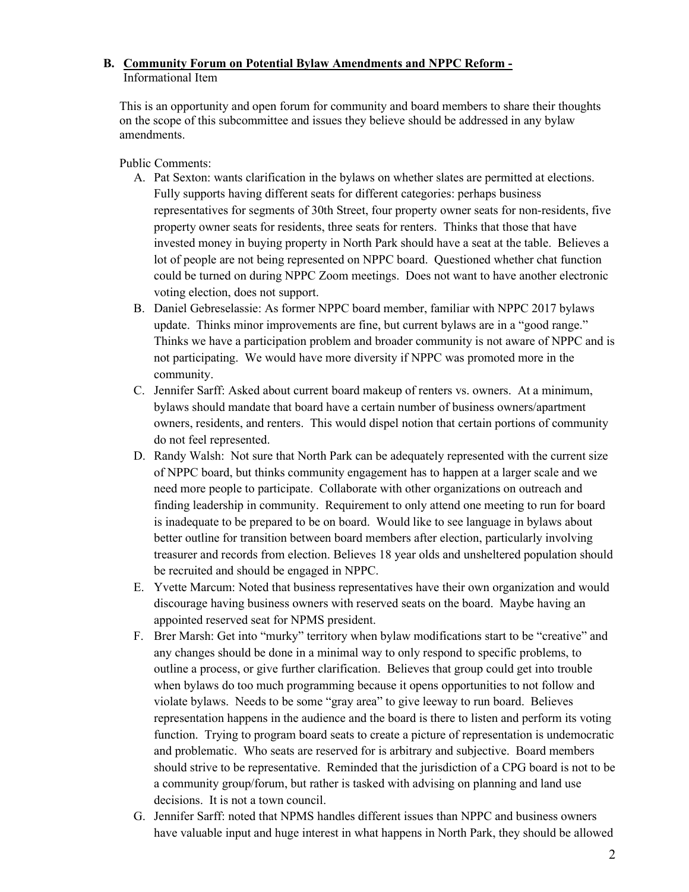**B. Community Forum on Potential Bylaw Amendments and NPPC Reform -**
Informational Item

This is an opportunity and open forum for community and board members to share their thoughts on the scope of this subcommittee and issues they believe should be addressed in any bylaw amendments.

Public Comments:

A. Pat Sexton: wants clarification in the bylaws on whether slates are permitted at elections. Fully supports having different seats for different categories: perhaps business representatives for segments of 30th Street, four property owner seats for non-residents, five property owner seats for residents, three seats for renters. Thinks that those that have invested money in buying property in North Park should have a seat at the table. Believes a lot of people are not being represented on NPPC board. Questioned whether chat function could be turned on during NPPC Zoom meetings. Does not want to have another electronic voting election, does not support.

B. Daniel Gebreselassie: As former NPPC board member, familiar with NPPC 2017 bylaws update. Thinks minor improvements are fine, but current bylaws are in a "good range." Thinks we have a participation problem and broader community is not aware of NPPC and is not participating. We would have more diversity if NPPC was promoted more in the community.

C. Jennifer Sarff: Asked about current board makeup of renters vs. owners. At a minimum, bylaws should mandate that board have a certain number of business owners/apartment owners, residents, and renters. This would dispel notion that certain portions of community do not feel represented.

D. Randy Walsh: Not sure that North Park can be adequately represented with the current size of NPPC board, but thinks community engagement has to happen at a larger scale and we need more people to participate. Collaborate with other organizations on outreach and finding leadership in community. Requirement to only attend one meeting to run for board is inadequate to be prepared to be on board. Would like to see language in bylaws about better outline for transition between board members after election, particularly involving treasurer and records from election. Believes 18 year olds and unsheltered population should be recruited and should be engaged in NPPC.

E. Yvette Marcum: Noted that business representatives have their own organization and would discourage having business owners with reserved seats on the board. Maybe having an appointed reserved seat for NPMS president.

F. Brer Marsh: Get into "murky" territory when bylaw modifications start to be "creative" and any changes should be done in a minimal way to only respond to specific problems, to outline a process, or give further clarification. Believes that group could get into trouble when bylaws do too much programming because it opens opportunities to not follow and violate bylaws. Needs to be some "gray area" to give leeway to run board. Believes representation happens in the audience and the board is there to listen and perform its voting function. Trying to program board seats to create a picture of representation is undemocratic and problematic. Who seats are reserved for is arbitrary and subjective. Board members should strive to be representative. Reminded that the jurisdiction of a CPG board is not to be a community group/forum, but rather is tasked with advising on planning and land use decisions. It is not a town council.

G. Jennifer Sarff: noted that NPMS handles different issues than NPPC and business owners have valuable input and huge interest in what happens in North Park, they should be allowed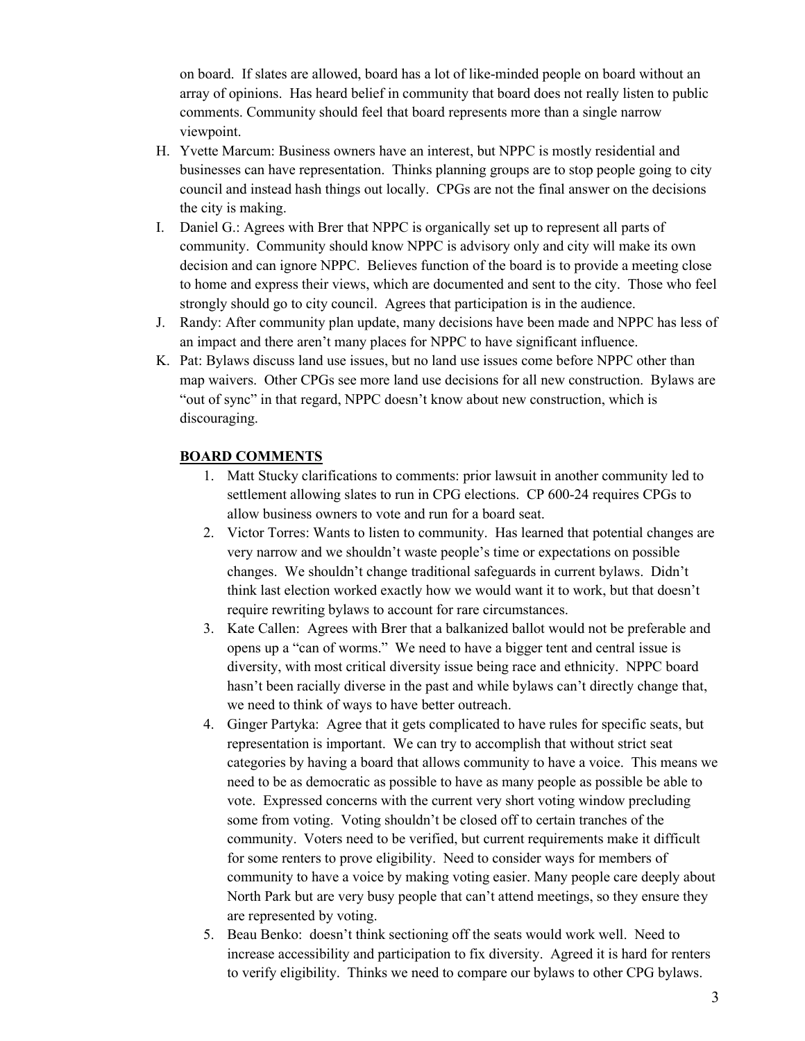on board. If slates are allowed, board has a lot of like-minded people on board without an array of opinions. Has heard belief in community that board does not really listen to public comments. Community should feel that board represents more than a single narrow viewpoint.

H. Yvette Marcum: Business owners have an interest, but NPPC is mostly residential and businesses can have representation. Thinks planning groups are to stop people going to city council and instead hash things out locally. CPGs are not the final answer on the decisions the city is making.

I. Daniel G.: Agrees with Brer that NPPC is organically set up to represent all parts of community. Community should know NPPC is advisory only and city will make its own decision and can ignore NPPC. Believes function of the board is to provide a meeting close to home and express their views, which are documented and sent to the city. Those who feel strongly should go to city council. Agrees that participation is in the audience.

J. Randy: After community plan update, many decisions have been made and NPPC has less of an impact and there aren't many places for NPPC to have significant influence.

K. Pat: Bylaws discuss land use issues, but no land use issues come before NPPC other than map waivers. Other CPGs see more land use decisions for all new construction. Bylaws are "out of sync" in that regard, NPPC doesn't know about new construction, which is discouraging.

**BOARD COMMENTS**

1. Matt Stucky clarifications to comments: prior lawsuit in another community led to settlement allowing slates to run in CPG elections. CP 600-24 requires CPGs to allow business owners to vote and run for a board seat.
2. Victor Torres: Wants to listen to community. Has learned that potential changes are very narrow and we shouldn't waste people's time or expectations on possible changes. We shouldn't change traditional safeguards in current bylaws. Didn't think last election worked exactly how we would want it to work, but that doesn't require rewriting bylaws to account for rare circumstances.
3. Kate Callen: Agrees with Brer that a balkanized ballot would not be preferable and opens up a "can of worms." We need to have a bigger tent and central issue is diversity, with most critical diversity issue being race and ethnicity. NPPC board hasn't been racially diverse in the past and while bylaws can't directly change that, we need to think of ways to have better outreach.
4. Ginger Partyka: Agree that it gets complicated to have rules for specific seats, but representation is important. We can try to accomplish that without strict seat categories by having a board that allows community to have a voice. This means we need to be as democratic as possible to have as many people as possible be able to vote. Expressed concerns with the current very short voting window precluding some from voting. Voting shouldn't be closed off to certain tranches of the community. Voters need to be verified, but current requirements make it difficult for some renters to prove eligibility. Need to consider ways for members of community to have a voice by making voting easier. Many people care deeply about North Park but are very busy people that can't attend meetings, so they ensure they are represented by voting.
5. Beau Benko: doesn't think sectioning off the seats would work well. Need to increase accessibility and participation to fix diversity. Agreed it is hard for renters to verify eligibility. Thinks we need to compare our bylaws to other CPG bylaws.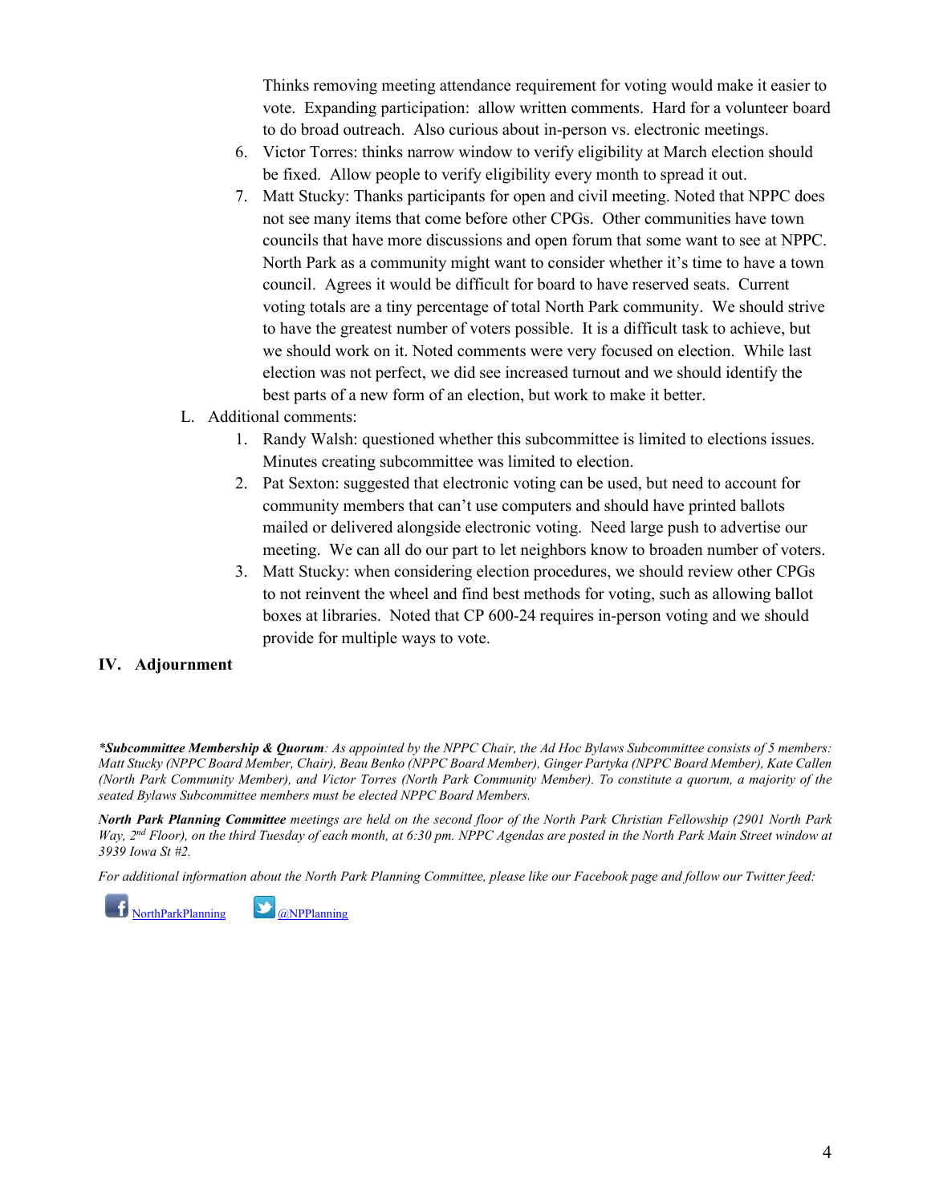Thinks removing meeting attendance requirement for voting would make it easier to vote. Expanding participation: allow written comments. Hard for a volunteer board to do broad outreach. Also curious about in-person vs. electronic meetings.

6. Victor Torres: thinks narrow window to verify eligibility at March election should be fixed. Allow people to verify eligibility every month to spread it out.
7. Matt Stucky: Thanks participants for open and civil meeting. Noted that NPPC does not see many items that come before other CPGs. Other communities have town councils that have more discussions and open forum that some want to see at NPPC. North Park as a community might want to consider whether it's time to have a town council. Agrees it would be difficult for board to have reserved seats. Current voting totals are a tiny percentage of total North Park community. We should strive to have the greatest number of voters possible. It is a difficult task to achieve, but we should work on it. Noted comments were very focused on election. While last election was not perfect, we did see increased turnout and we should identify the best parts of a new form of an election, but work to make it better.

L. Additional comments:
   1. Randy Walsh: questioned whether this subcommittee is limited to elections issues. Minutes creating subcommittee was limited to election.
   2. Pat Sexton: suggested that electronic voting can be used, but need to account for community members that can't use computers and should have printed ballots mailed or delivered alongside electronic voting. Need large push to advertise our meeting. We can all do our part to let neighbors know to broaden number of voters.
   3. Matt Stucky: when considering election procedures, we should review other CPGs to not reinvent the wheel and find best methods for voting, such as allowing ballot boxes at libraries. Noted that CP 600-24 requires in-person voting and we should provide for multiple ways to vote.

## IV. Adjournment

***Subcommittee Membership & Quorum**: As appointed by the NPPC Chair, the Ad Hoc Bylaws Subcommittee consists of 5 members: Matt Stucky (NPPC Board Member, Chair), Beau Benko (NPPC Board Member), Ginger Partyka (NPPC Board Member), Kate Callen (North Park Community Member), and Victor Torres (North Park Community Member). To constitute a quorum, a majority of the seated Bylaws Subcommittee members must be elected NPPC Board Members.*

***North Park Planning Committee** meetings are held on the second floor of the North Park Christian Fellowship (2901 North Park Way, 2nd Floor), on the third Tuesday of each month, at 6:30 pm. NPPC Agendas are posted in the North Park Main Street window at 3939 Iowa St #2.*

*For additional information about the North Park Planning Committee, please like our Facebook page and follow our Twitter feed:*

NorthParkPlanning    @NPPlanning